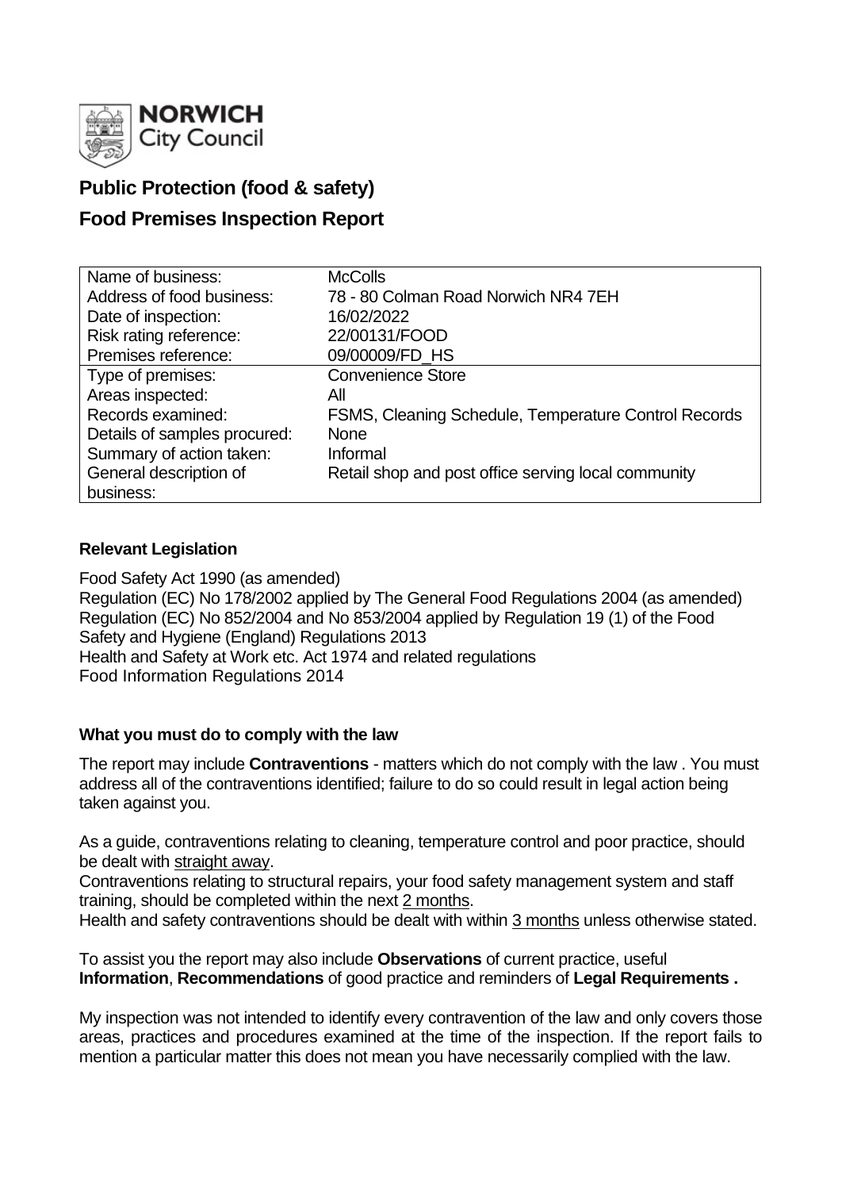**NORWICH City Council**

# Public Protection (food & safety)

# Food Premises Inspection Report

| Name of business: | McColls |
|---|---|
| Address of food business: | 78 - 80 Colman Road Norwich NR4 7EH |
| Date of inspection: | 16/02/2022 |
| Risk rating reference: | 22/00131/FOOD |
| Premises reference: | 09/00009/FD_HS |
| Type of premises: | Convenience Store |
| Areas inspected: | All |
| Records examined: | FSMS, Cleaning Schedule, Temperature Control Records |
| Details of samples procured: | None |
| Summary of action taken: | Informal |
| General description of business: | Retail shop and post office serving local community |

### Relevant Legislation

Food Safety Act 1990 (as amended)
Regulation (EC) No 178/2002 applied by The General Food Regulations 2004 (as amended)
Regulation (EC) No 852/2004 and No 853/2004 applied by Regulation 19 (1) of the Food Safety and Hygiene (England) Regulations 2013
Health and Safety at Work etc. Act 1974 and related regulations
Food Information Regulations 2014

### What you must do to comply with the law

The report may include **Contraventions** - matters which do not comply with the law . You must address all of the contraventions identified; failure to do so could result in legal action being taken against you.

As a guide, contraventions relating to cleaning, temperature control and poor practice, should be dealt with straight away.
Contraventions relating to structural repairs, your food safety management system and staff training, should be completed within the next 2 months.
Health and safety contraventions should be dealt with within 3 months unless otherwise stated.

To assist you the report may also include **Observations** of current practice, useful **Information**, **Recommendations** of good practice and reminders of **Legal Requirements .**

My inspection was not intended to identify every contravention of the law and only covers those areas, practices and procedures examined at the time of the inspection. If the report fails to mention a particular matter this does not mean you have necessarily complied with the law.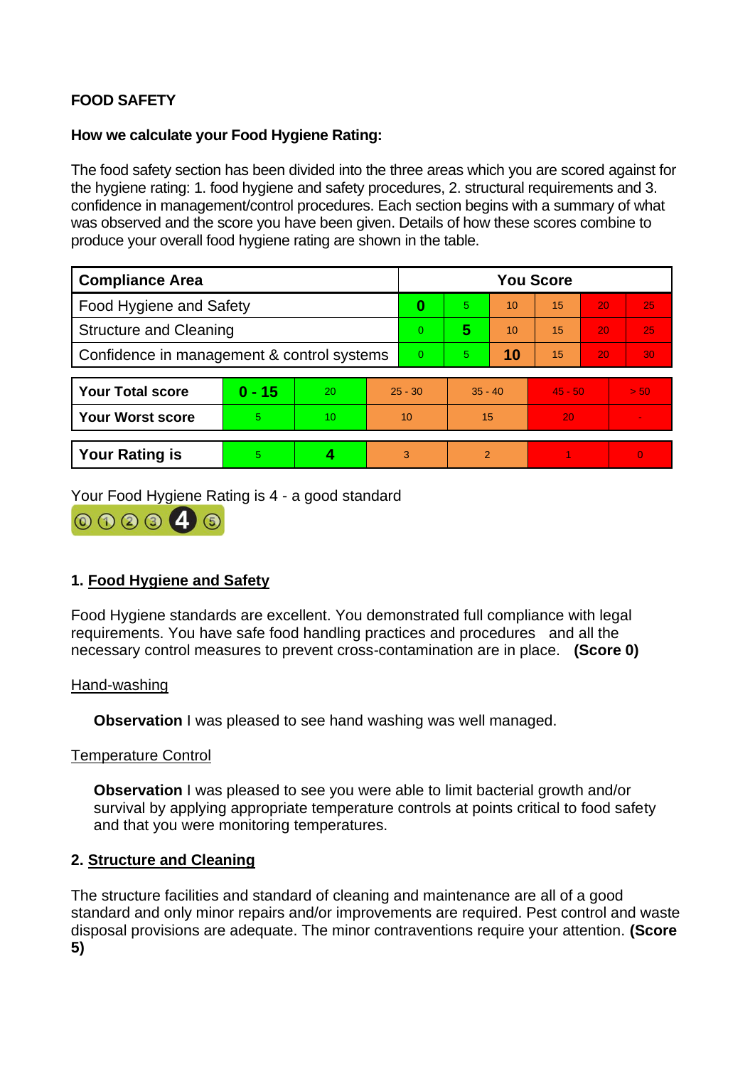**FOOD SAFETY**

**How we calculate your Food Hygiene Rating:**

The food safety section has been divided into the three areas which you are scored against for the hygiene rating: 1. food hygiene and safety procedures, 2. structural requirements and 3. confidence in management/control procedures. Each section begins with a summary of what was observed and the score you have been given. Details of how these scores combine to produce your overall food hygiene rating are shown in the table.

| Compliance Area | You Score | | | | | |
|---|---|---|---|---|---|---|
| Food Hygiene and Safety | **0** | 5 | 10 | 15 | 20 | 25 |
| Structure and Cleaning | 0 | **5** | 10 | 15 | 20 | 25 |
| Confidence in management & control systems | 0 | 5 | **10** | 15 | 20 | 30 |

| | | | | | | |
|---|---|---|---|---|---|---|
| **Your Total score** | **0 - 15** | 20 | 25 - 30 | 35 - 40 | 45 - 50 | > 50 |
| **Your Worst score** | 5 | 10 | 10 | 15 | 20 | - |
| **Your Rating is** | 5 | **4** | 3 | 2 | 1 | 0 |

Your Food Hygiene Rating is 4 - a good standard

## 1. Food Hygiene and Safety

Food Hygiene standards are excellent. You demonstrated full compliance with legal requirements. You have safe food handling practices and procedures and all the necessary control measures to prevent cross-contamination are in place. **(Score 0)**

Hand-washing

**Observation** I was pleased to see hand washing was well managed.

Temperature Control

**Observation** I was pleased to see you were able to limit bacterial growth and/or survival by applying appropriate temperature controls at points critical to food safety and that you were monitoring temperatures.

## 2. Structure and Cleaning

The structure facilities and standard of cleaning and maintenance are all of a good standard and only minor repairs and/or improvements are required. Pest control and waste disposal provisions are adequate. The minor contraventions require your attention. **(Score 5)**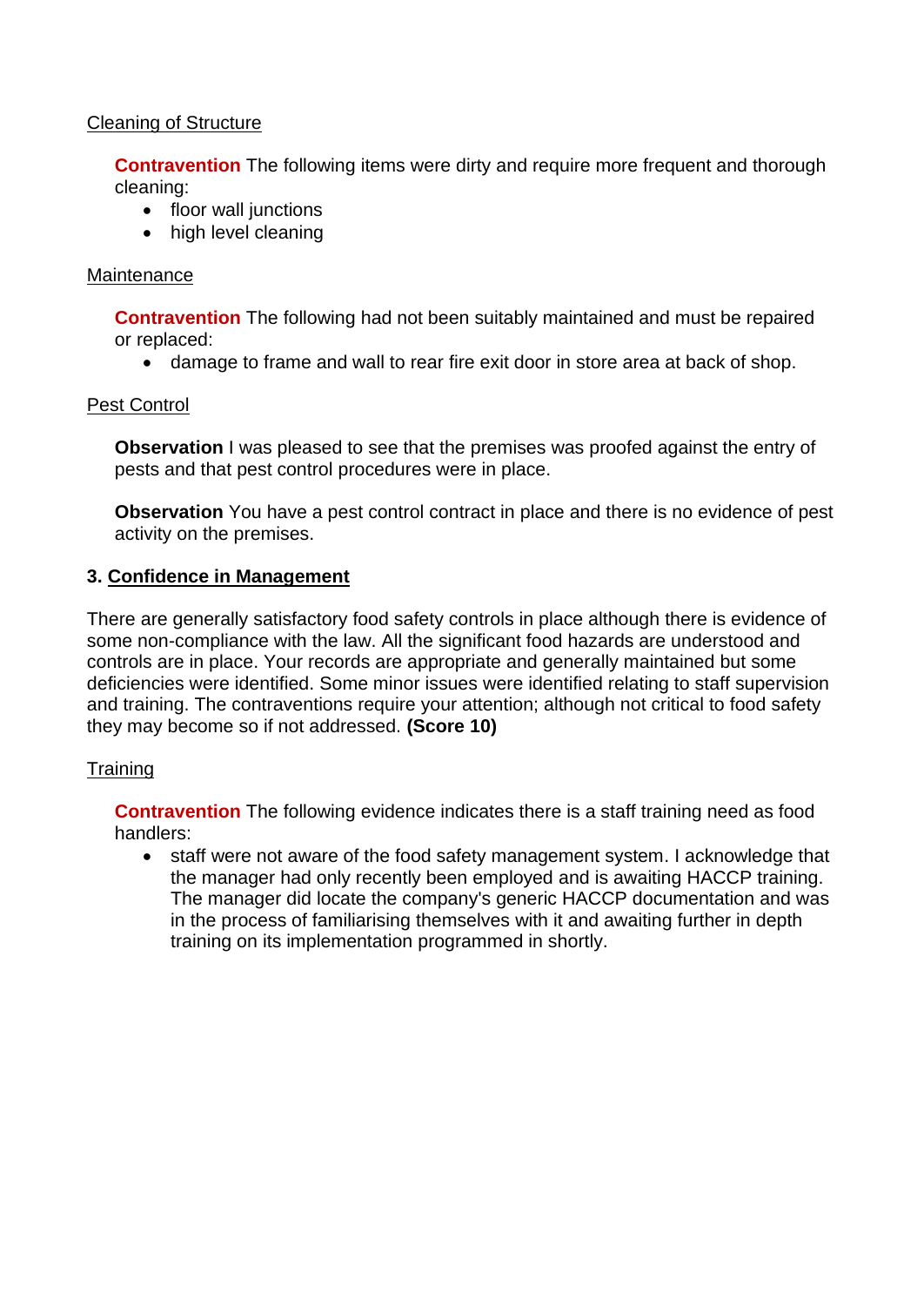Cleaning of Structure

**Contravention** The following items were dirty and require more frequent and thorough cleaning:

- floor wall junctions
- high level cleaning

Maintenance

**Contravention** The following had not been suitably maintained and must be repaired or replaced:

- damage to frame and wall to rear fire exit door in store area at back of shop.

Pest Control

**Observation** I was pleased to see that the premises was proofed against the entry of pests and that pest control procedures were in place.

**Observation** You have a pest control contract in place and there is no evidence of pest activity on the premises.

## 3. Confidence in Management

There are generally satisfactory food safety controls in place although there is evidence of some non-compliance with the law. All the significant food hazards are understood and controls are in place. Your records are appropriate and generally maintained but some deficiencies were identified. Some minor issues were identified relating to staff supervision and training. The contraventions require your attention; although not critical to food safety they may become so if not addressed. **(Score 10)**

Training

**Contravention** The following evidence indicates there is a staff training need as food handlers:

- staff were not aware of the food safety management system. I acknowledge that the manager had only recently been employed and is awaiting HACCP training. The manager did locate the company's generic HACCP documentation and was in the process of familiarising themselves with it and awaiting further in depth training on its implementation programmed in shortly.